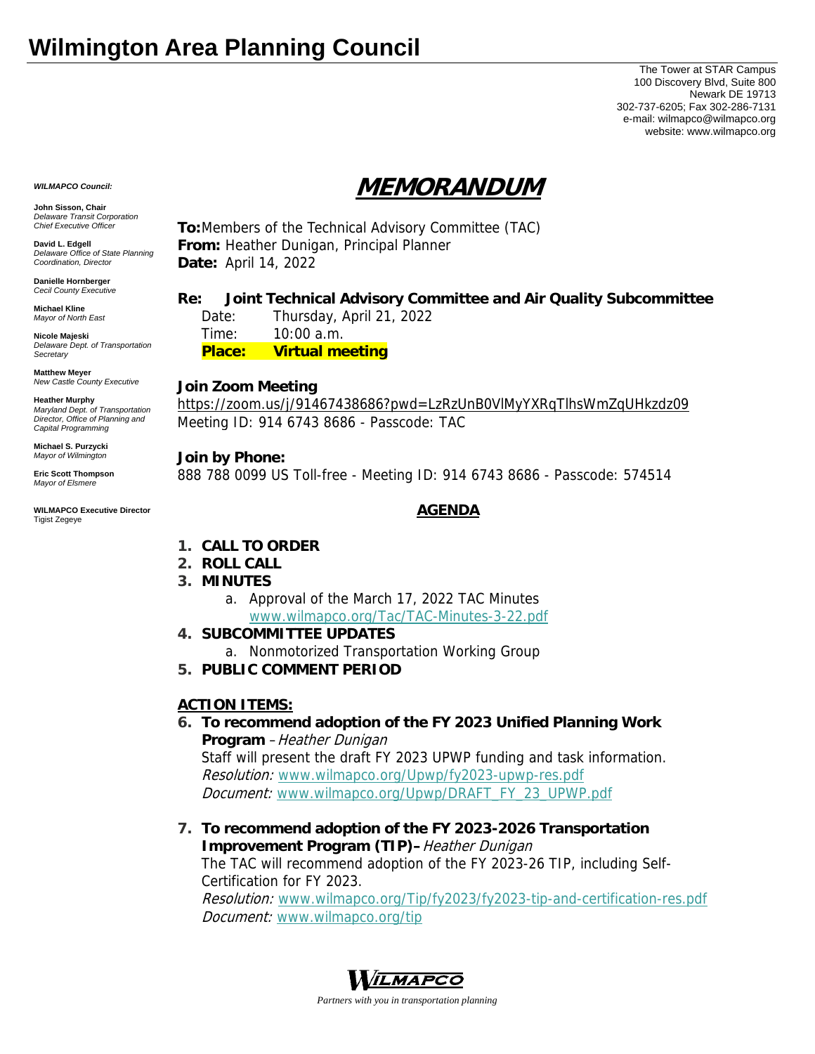# Wilmington Area Planning Council

The Tower at STAR Campus
100 Discovery Blvd, Suite 800
Newark DE 19713
302-737-6205; Fax 302-286-7131
e-mail: wilmapco@wilmapco.org
website: www.wilmapco.org

***WILMAPCO Council:***

**John Sisson, Chair**
*Delaware Transit Corporation Chief Executive Officer*

**David L. Edgell**
*Delaware Office of State Planning Coordination, Director*

**Danielle Hornberger**
*Cecil County Executive*

**Michael Kline**
*Mayor of North East*

**Nicole Majeski**
*Delaware Dept. of Transportation Secretary*

**Matthew Meyer**
*New Castle County Executive*

**Heather Murphy**
*Maryland Dept. of Transportation Director, Office of Planning and Capital Programming*

**Michael S. Purzycki**
*Mayor of Wilmington*

**Eric Scott Thompson**
*Mayor of Elsmere*

**WILMAPCO Executive Director**
Tigist Zegeye

## MEMORANDUM

**To:** Members of the Technical Advisory Committee (TAC)
**From:** Heather Dunigan, Principal Planner
**Date:** April 14, 2022

**Re: Joint Technical Advisory Committee and Air Quality Subcommittee**
Date: Thursday, April 21, 2022
Time: 10:00 a.m.
**Place: Virtual meeting**

**Join Zoom Meeting**
https://zoom.us/j/91467438686?pwd=LzRzUnB0VlMyYXRqTlhsWmZqUHkzdz09
Meeting ID: 914 6743 8686 - Passcode: TAC

**Join by Phone:**
888 788 0099 US Toll-free - Meeting ID: 914 6743 8686 - Passcode: 574514

### AGENDA

1. **CALL TO ORDER**
2. **ROLL CALL**
3. **MINUTES**
   a. Approval of the March 17, 2022 TAC Minutes
   www.wilmapco.org/Tac/TAC-Minutes-3-22.pdf
4. **SUBCOMMITTEE UPDATES**
   a. Nonmotorized Transportation Working Group
5. **PUBLIC COMMENT PERIOD**

**ACTION ITEMS:**

6. **To recommend adoption of the FY 2023 Unified Planning Work Program** – *Heather Dunigan*
   Staff will present the draft FY 2023 UPWP funding and task information.
   *Resolution:* www.wilmapco.org/Upwp/fy2023-upwp-res.pdf
   *Document:* www.wilmapco.org/Upwp/DRAFT_FY_23_UPWP.pdf

7. **To recommend adoption of the FY 2023-2026 Transportation Improvement Program (TIP)** – *Heather Dunigan*
   The TAC will recommend adoption of the FY 2023-26 TIP, including Self-Certification for FY 2023.
   *Resolution:* www.wilmapco.org/Tip/fy2023/fy2023-tip-and-certification-res.pdf
   *Document:* www.wilmapco.org/tip

WILMAPCO
*Partners with you in transportation planning*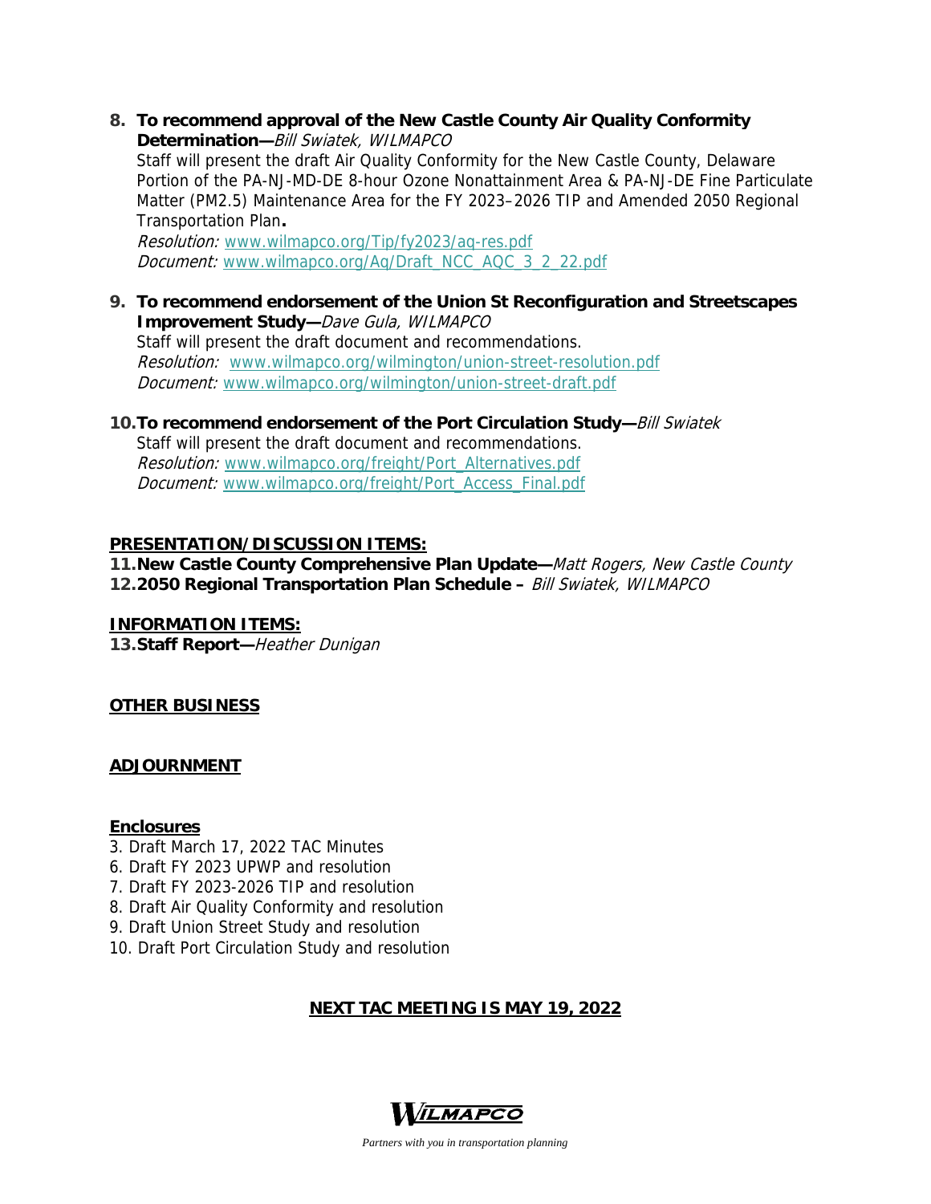8. **To recommend approval of the New Castle County Air Quality Conformity Determination—***Bill Swiatek, WILMAPCO*
   Staff will present the draft Air Quality Conformity for the New Castle County, Delaware Portion of the PA-NJ-MD-DE 8-hour Ozone Nonattainment Area & PA-NJ-DE Fine Particulate Matter (PM2.5) Maintenance Area for the FY 2023–2026 TIP and Amended 2050 Regional Transportation Plan**.**
   *Resolution:* www.wilmapco.org/Tip/fy2023/aq-res.pdf
   *Document:* www.wilmapco.org/Aq/Draft_NCC_AQC_3_2_22.pdf

9. **To recommend endorsement of the Union St Reconfiguration and Streetscapes Improvement Study—***Dave Gula, WILMAPCO*
   Staff will present the draft document and recommendations.
   *Resolution:* www.wilmapco.org/wilmington/union-street-resolution.pdf
   *Document:* www.wilmapco.org/wilmington/union-street-draft.pdf

10. **To recommend endorsement of the Port Circulation Study—***Bill Swiatek*
    Staff will present the draft document and recommendations.
    *Resolution:* www.wilmapco.org/freight/Port_Alternatives.pdf
    *Document:* www.wilmapco.org/freight/Port_Access_Final.pdf

**PRESENTATION/DISCUSSION ITEMS:**

11. **New Castle County Comprehensive Plan Update—***Matt Rogers, New Castle County*
12. **2050 Regional Transportation Plan Schedule –** *Bill Swiatek, WILMAPCO*

**INFORMATION ITEMS:**

13. **Staff Report—***Heather Dunigan*

**OTHER BUSINESS**

**ADJOURNMENT**

**Enclosures**

3. Draft March 17, 2022 TAC Minutes
6. Draft FY 2023 UPWP and resolution
7. Draft FY 2023-2026 TIP and resolution
8. Draft Air Quality Conformity and resolution
9. Draft Union Street Study and resolution
10. Draft Port Circulation Study and resolution

**NEXT TAC MEETING IS MAY 19, 2022**

WILMAPCO

*Partners with you in transportation planning*